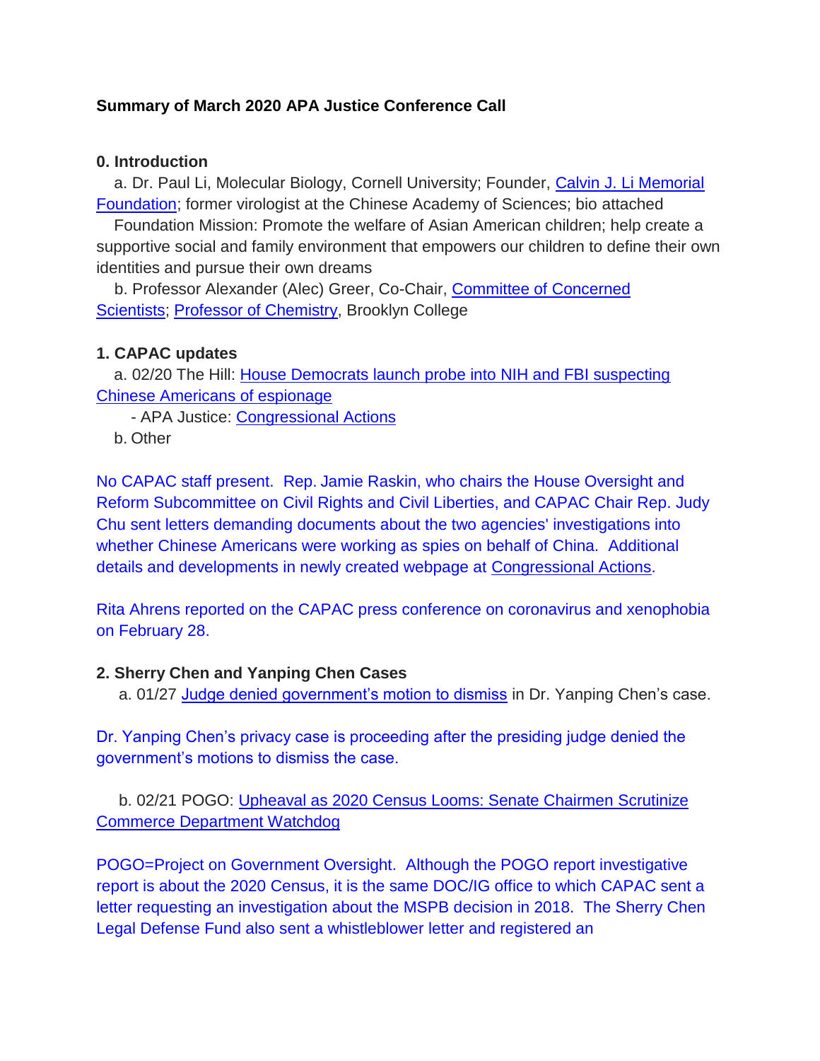**Summary of March 2020 APA Justice Conference Call**

**0. Introduction**

a. Dr. Paul Li, Molecular Biology, Cornell University; Founder, Calvin J. Li Memorial Foundation; former virologist at the Chinese Academy of Sciences; bio attached

Foundation Mission: Promote the welfare of Asian American children; help create a supportive social and family environment that empowers our children to define their own identities and pursue their own dreams

b. Professor Alexander (Alec) Greer, Co-Chair, Committee of Concerned Scientists; Professor of Chemistry, Brooklyn College

**1. CAPAC updates**

a. 02/20 The Hill: House Democrats launch probe into NIH and FBI suspecting Chinese Americans of espionage

- APA Justice: Congressional Actions

b. Other

No CAPAC staff present. Rep. Jamie Raskin, who chairs the House Oversight and Reform Subcommittee on Civil Rights and Civil Liberties, and CAPAC Chair Rep. Judy Chu sent letters demanding documents about the two agencies' investigations into whether Chinese Americans were working as spies on behalf of China. Additional details and developments in newly created webpage at Congressional Actions.

Rita Ahrens reported on the CAPAC press conference on coronavirus and xenophobia on February 28.

**2. Sherry Chen and Yanping Chen Cases**

a. 01/27 Judge denied government's motion to dismiss in Dr. Yanping Chen's case.

Dr. Yanping Chen's privacy case is proceeding after the presiding judge denied the government's motions to dismiss the case.

b. 02/21 POGO: Upheaval as 2020 Census Looms: Senate Chairmen Scrutinize Commerce Department Watchdog

POGO=Project on Government Oversight. Although the POGO report investigative report is about the 2020 Census, it is the same DOC/IG office to which CAPAC sent a letter requesting an investigation about the MSPB decision in 2018. The Sherry Chen Legal Defense Fund also sent a whistleblower letter and registered an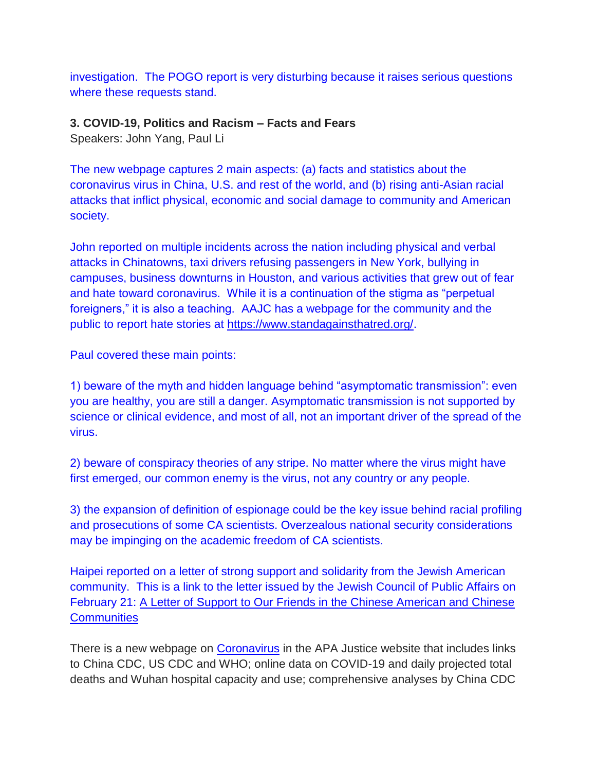investigation. The POGO report is very disturbing because it raises serious questions where these requests stand.

**3. COVID-19, Politics and Racism – Facts and Fears**
Speakers: John Yang, Paul Li

The new webpage captures 2 main aspects: (a) facts and statistics about the coronavirus virus in China, U.S. and rest of the world, and (b) rising anti-Asian racial attacks that inflict physical, economic and social damage to community and American society.

John reported on multiple incidents across the nation including physical and verbal attacks in Chinatowns, taxi drivers refusing passengers in New York, bullying in campuses, business downturns in Houston, and various activities that grew out of fear and hate toward coronavirus. While it is a continuation of the stigma as "perpetual foreigners," it is also a teaching. AAJC has a webpage for the community and the public to report hate stories at https://www.standagainsthatred.org/.

Paul covered these main points:

1) beware of the myth and hidden language behind "asymptomatic transmission": even you are healthy, you are still a danger. Asymptomatic transmission is not supported by science or clinical evidence, and most of all, not an important driver of the spread of the virus.

2) beware of conspiracy theories of any stripe. No matter where the virus might have first emerged, our common enemy is the virus, not any country or any people.

3) the expansion of definition of espionage could be the key issue behind racial profiling and prosecutions of some CA scientists. Overzealous national security considerations may be impinging on the academic freedom of CA scientists.

Haipei reported on a letter of strong support and solidarity from the Jewish American community. This is a link to the letter issued by the Jewish Council of Public Affairs on February 21: A Letter of Support to Our Friends in the Chinese American and Chinese Communities

There is a new webpage on Coronavirus in the APA Justice website that includes links to China CDC, US CDC and WHO; online data on COVID-19 and daily projected total deaths and Wuhan hospital capacity and use; comprehensive analyses by China CDC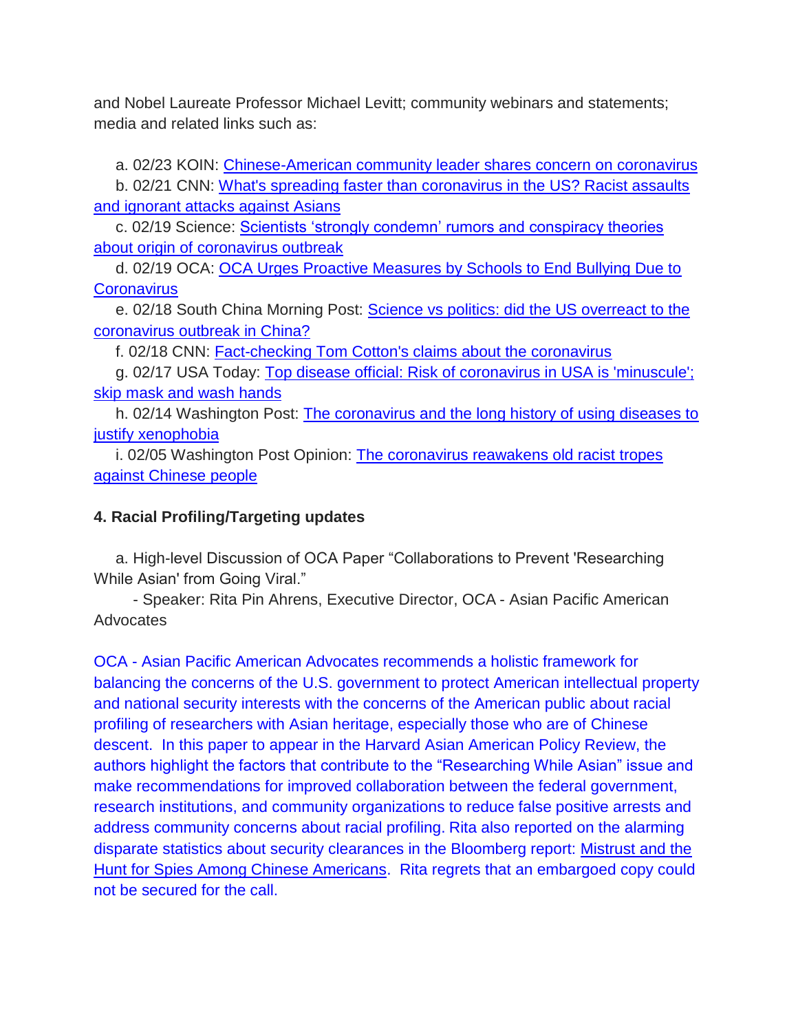and Nobel Laureate Professor Michael Levitt; community webinars and statements; media and related links such as:

a. 02/23 KOIN: Chinese-American community leader shares concern on coronavirus
b. 02/21 CNN: What's spreading faster than coronavirus in the US? Racist assaults and ignorant attacks against Asians
c. 02/19 Science: Scientists 'strongly condemn' rumors and conspiracy theories about origin of coronavirus outbreak
d. 02/19 OCA: OCA Urges Proactive Measures by Schools to End Bullying Due to Coronavirus
e. 02/18 South China Morning Post: Science vs politics: did the US overreact to the coronavirus outbreak in China?
f. 02/18 CNN: Fact-checking Tom Cotton's claims about the coronavirus
g. 02/17 USA Today: Top disease official: Risk of coronavirus in USA is 'minuscule'; skip mask and wash hands
h. 02/14 Washington Post: The coronavirus and the long history of using diseases to justify xenophobia
i. 02/05 Washington Post Opinion: The coronavirus reawakens old racist tropes against Chinese people

**4. Racial Profiling/Targeting updates**

a. High-level Discussion of OCA Paper "Collaborations to Prevent 'Researching While Asian' from Going Viral."
- Speaker: Rita Pin Ahrens, Executive Director, OCA - Asian Pacific American Advocates

OCA - Asian Pacific American Advocates recommends a holistic framework for balancing the concerns of the U.S. government to protect American intellectual property and national security interests with the concerns of the American public about racial profiling of researchers with Asian heritage, especially those who are of Chinese descent. In this paper to appear in the Harvard Asian American Policy Review, the authors highlight the factors that contribute to the "Researching While Asian" issue and make recommendations for improved collaboration between the federal government, research institutions, and community organizations to reduce false positive arrests and address community concerns about racial profiling. Rita also reported on the alarming disparate statistics about security clearances in the Bloomberg report: Mistrust and the Hunt for Spies Among Chinese Americans. Rita regrets that an embargoed copy could not be secured for the call.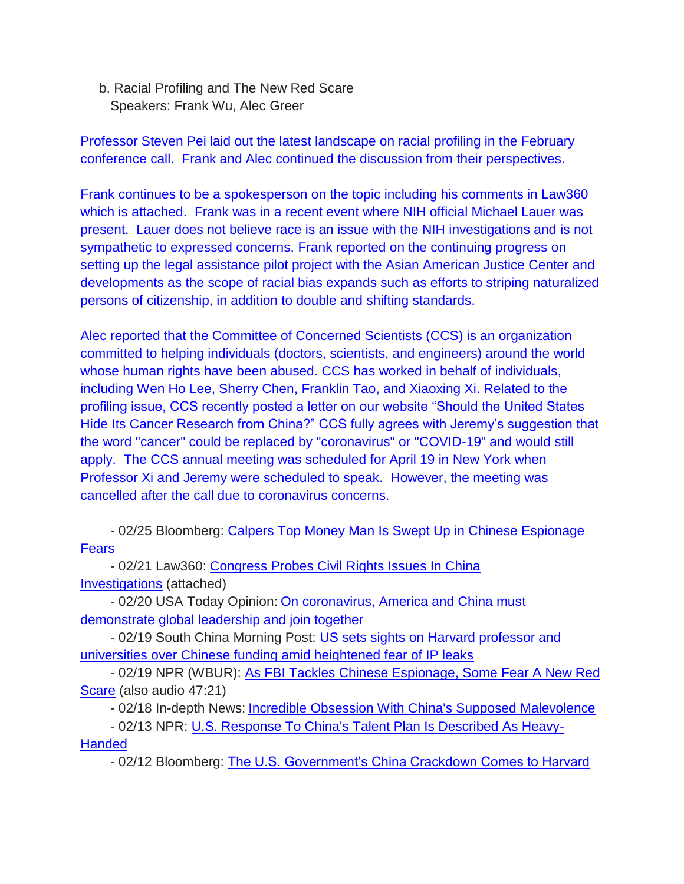b. Racial Profiling and The New Red Scare
Speakers: Frank Wu, Alec Greer

Professor Steven Pei laid out the latest landscape on racial profiling in the February conference call. Frank and Alec continued the discussion from their perspectives.

Frank continues to be a spokesperson on the topic including his comments in Law360 which is attached. Frank was in a recent event where NIH official Michael Lauer was present. Lauer does not believe race is an issue with the NIH investigations and is not sympathetic to expressed concerns. Frank reported on the continuing progress on setting up the legal assistance pilot project with the Asian American Justice Center and developments as the scope of racial bias expands such as efforts to striping naturalized persons of citizenship, in addition to double and shifting standards.

Alec reported that the Committee of Concerned Scientists (CCS) is an organization committed to helping individuals (doctors, scientists, and engineers) around the world whose human rights have been abused. CCS has worked in behalf of individuals, including Wen Ho Lee, Sherry Chen, Franklin Tao, and Xiaoxing Xi. Related to the profiling issue, CCS recently posted a letter on our website "Should the United States Hide Its Cancer Research from China?" CCS fully agrees with Jeremy's suggestion that the word "cancer" could be replaced by "coronavirus" or "COVID-19" and would still apply. The CCS annual meeting was scheduled for April 19 in New York when Professor Xi and Jeremy were scheduled to speak. However, the meeting was cancelled after the call due to coronavirus concerns.

- 02/25 Bloomberg: Calpers Top Money Man Is Swept Up in Chinese Espionage Fears
- 02/21 Law360: Congress Probes Civil Rights Issues In China Investigations (attached)
- 02/20 USA Today Opinion: On coronavirus, America and China must demonstrate global leadership and join together
- 02/19 South China Morning Post: US sets sights on Harvard professor and universities over Chinese funding amid heightened fear of IP leaks
- 02/19 NPR (WBUR): As FBI Tackles Chinese Espionage, Some Fear A New Red Scare (also audio 47:21)
- 02/18 In-depth News: Incredible Obsession With China's Supposed Malevolence
- 02/13 NPR: U.S. Response To China's Talent Plan Is Described As Heavy-Handed
- 02/12 Bloomberg: The U.S. Government's China Crackdown Comes to Harvard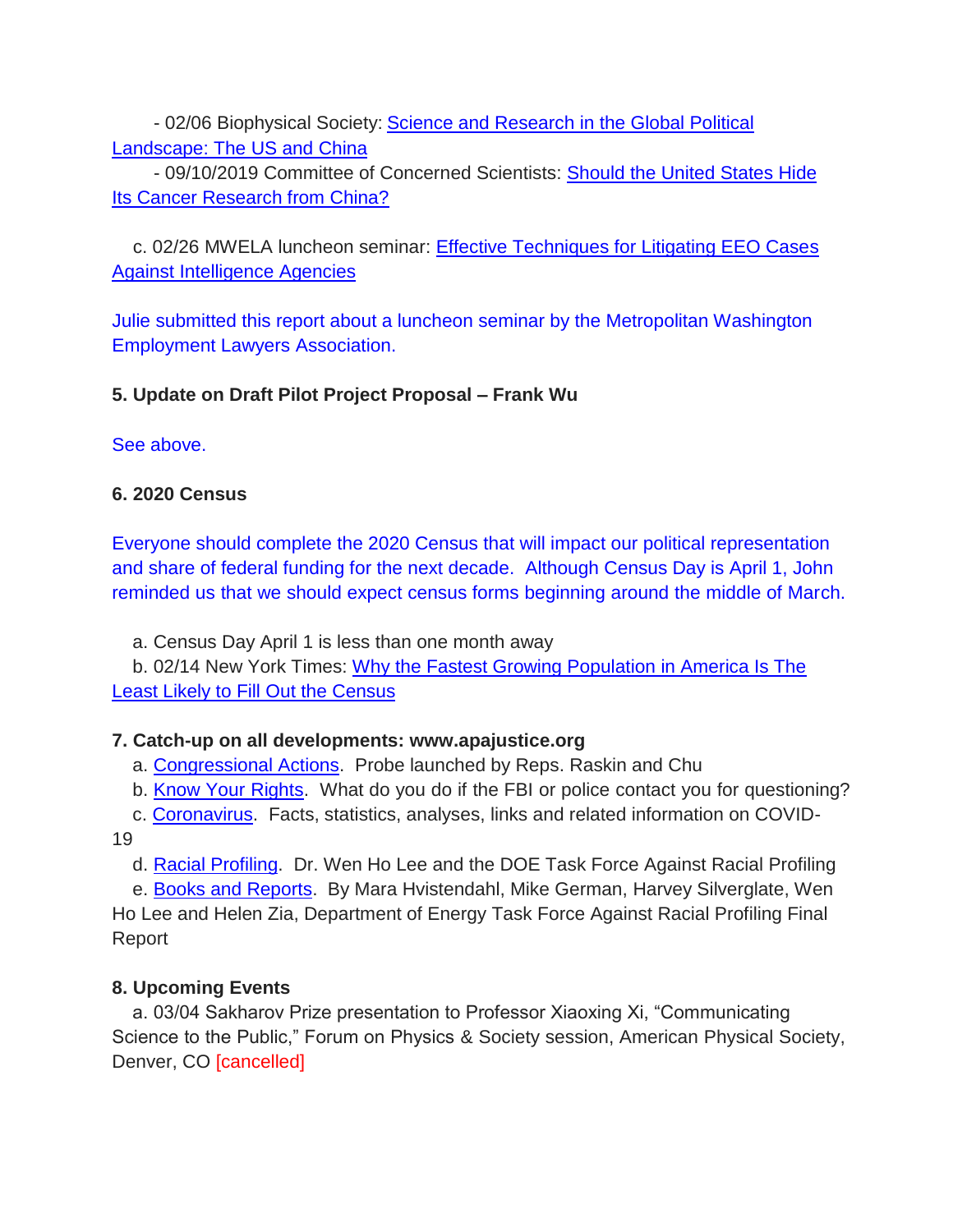- 02/06 Biophysical Society: [Science and Research in the Global Political Landscape: The US and China]
- 09/10/2019 Committee of Concerned Scientists: [Should the United States Hide Its Cancer Research from China?]

c. 02/26 MWELA luncheon seminar: [Effective Techniques for Litigating EEO Cases Against Intelligence Agencies]

Julie submitted this report about a luncheon seminar by the Metropolitan Washington Employment Lawyers Association.

**5. Update on Draft Pilot Project Proposal – Frank Wu**

See above.

**6. 2020 Census**

Everyone should complete the 2020 Census that will impact our political representation and share of federal funding for the next decade. Although Census Day is April 1, John reminded us that we should expect census forms beginning around the middle of March.

a. Census Day April 1 is less than one month away
b. 02/14 New York Times: [Why the Fastest Growing Population in America Is The Least Likely to Fill Out the Census]

**7. Catch-up on all developments: www.apajustice.org**

a. [Congressional Actions]. Probe launched by Reps. Raskin and Chu
b. [Know Your Rights]. What do you do if the FBI or police contact you for questioning?
c. [Coronavirus]. Facts, statistics, analyses, links and related information on COVID-19
d. [Racial Profiling]. Dr. Wen Ho Lee and the DOE Task Force Against Racial Profiling
e. [Books and Reports]. By Mara Hvistendahl, Mike German, Harvey Silverglate, Wen Ho Lee and Helen Zia, Department of Energy Task Force Against Racial Profiling Final Report

**8. Upcoming Events**

a. 03/04 Sakharov Prize presentation to Professor Xiaoxing Xi, "Communicating Science to the Public," Forum on Physics & Society session, American Physical Society, Denver, CO [cancelled]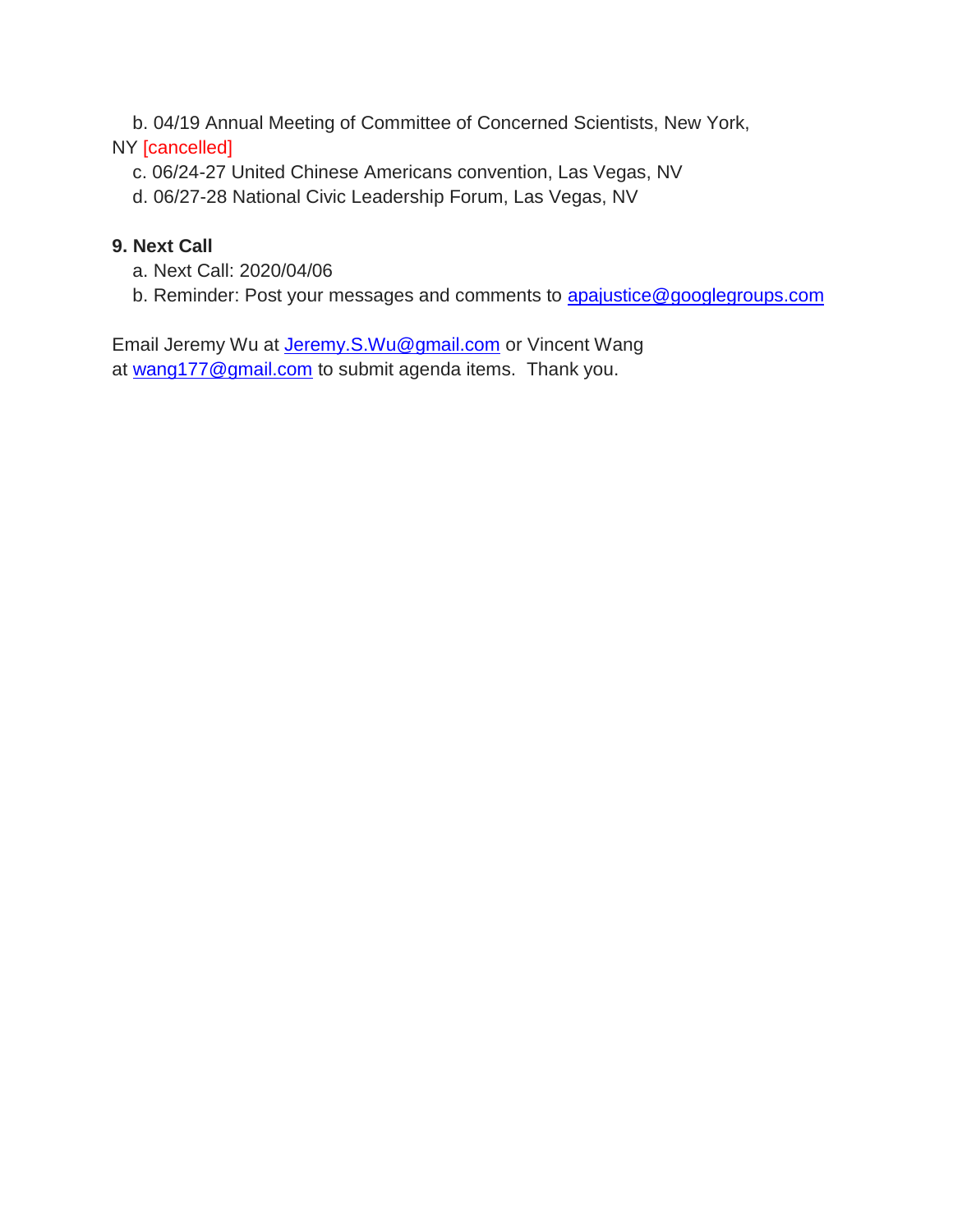b. 04/19 Annual Meeting of Committee of Concerned Scientists, New York, NY [cancelled]
c. 06/24-27 United Chinese Americans convention, Las Vegas, NV
d. 06/27-28 National Civic Leadership Forum, Las Vegas, NV

**9. Next Call**

a. Next Call: 2020/04/06
b. Reminder: Post your messages and comments to apajustice@googlegroups.com

Email Jeremy Wu at Jeremy.S.Wu@gmail.com or Vincent Wang at wang177@gmail.com to submit agenda items. Thank you.